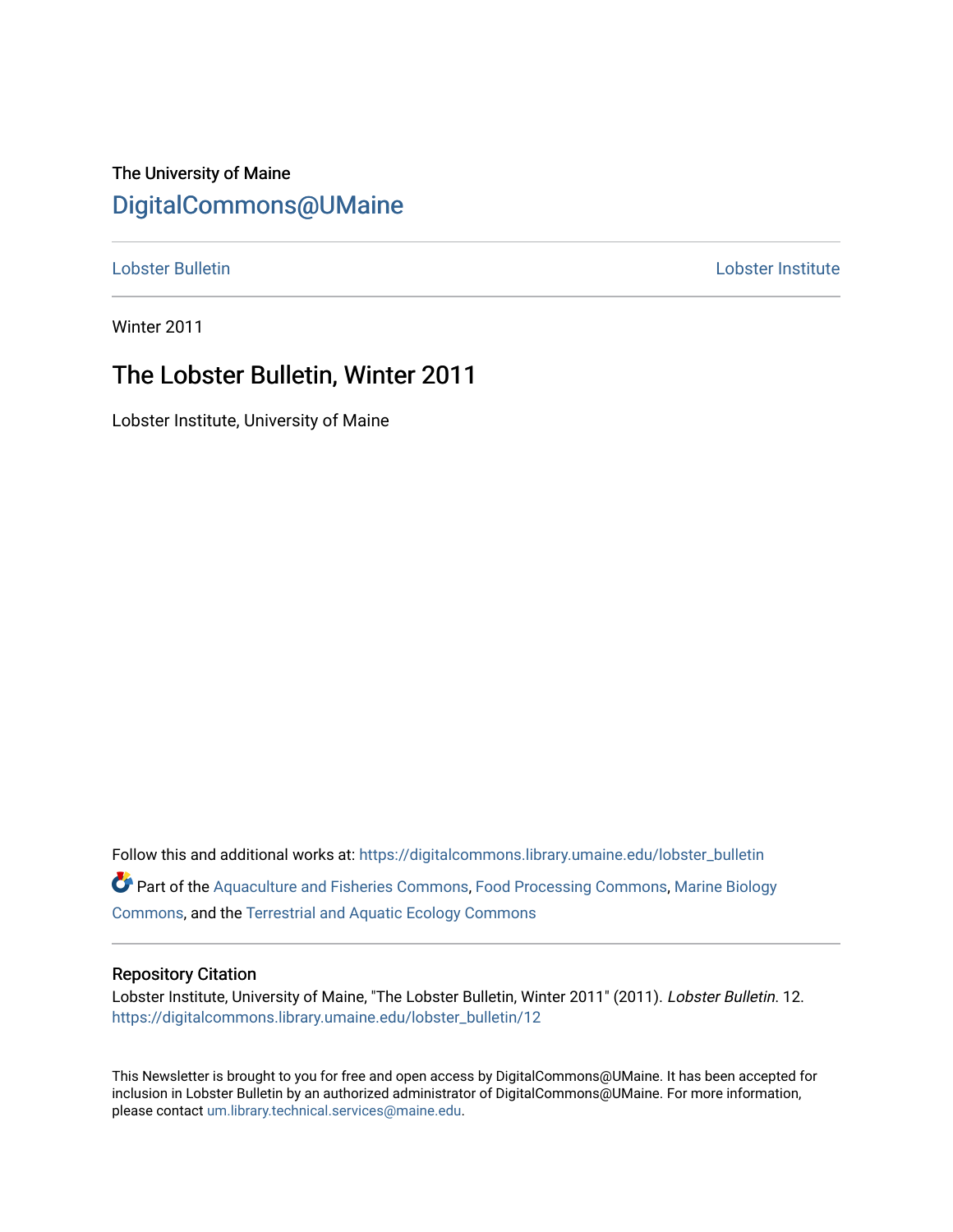The University of Maine

## DigitalCommons@UMaine

Lobster Bulletin | Lobster Institute

Winter 2011

# The Lobster Bulletin, Winter 2011

Lobster Institute, University of Maine

Follow this and additional works at: https://digitalcommons.library.umaine.edu/lobster_bulletin

Part of the Aquaculture and Fisheries Commons, Food Processing Commons, Marine Biology Commons, and the Terrestrial and Aquatic Ecology Commons

### Repository Citation

Lobster Institute, University of Maine, "The Lobster Bulletin, Winter 2011" (2011). *Lobster Bulletin*. 12.
https://digitalcommons.library.umaine.edu/lobster_bulletin/12

This Newsletter is brought to you for free and open access by DigitalCommons@UMaine. It has been accepted for inclusion in Lobster Bulletin by an authorized administrator of DigitalCommons@UMaine. For more information, please contact um.library.technical.services@maine.edu.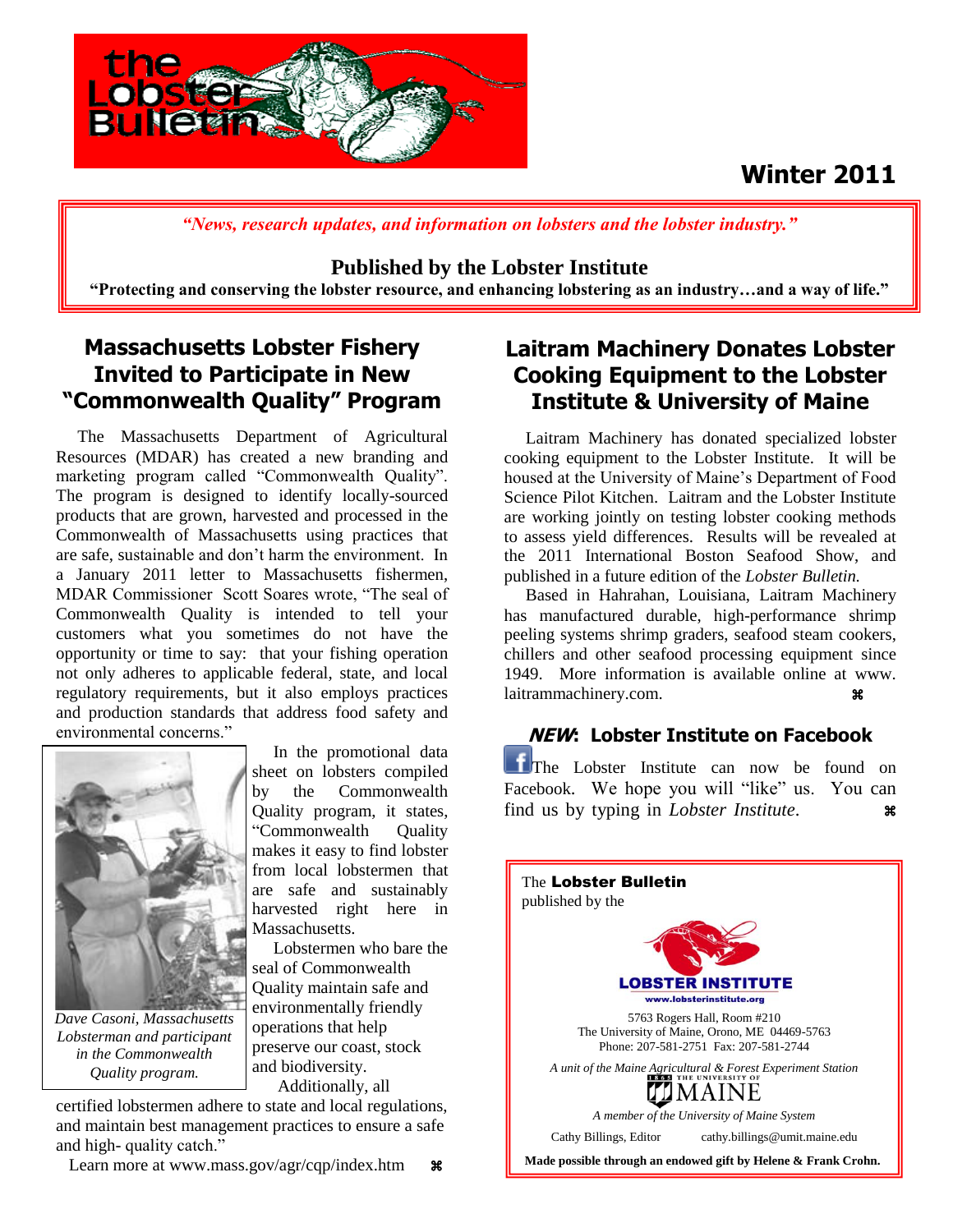# the Lobster Bulletin

**Winter 2011**

*"News, research updates, and information on lobsters and the lobster industry."*

**Published by the Lobster Institute**

**"Protecting and conserving the lobster resource, and enhancing lobstering as an industry…and a way of life."**

## Massachusetts Lobster Fishery Invited to Participate in New "Commonwealth Quality" Program

The Massachusetts Department of Agricultural Resources (MDAR) has created a new branding and marketing program called "Commonwealth Quality". The program is designed to identify locally-sourced products that are grown, harvested and processed in the Commonwealth of Massachusetts using practices that are safe, sustainable and don't harm the environment. In a January 2011 letter to Massachusetts fishermen, MDAR Commissioner Scott Soares wrote, "The seal of Commonwealth Quality is intended to tell your customers what you sometimes do not have the opportunity or time to say: that your fishing operation not only adheres to applicable federal, state, and local regulatory requirements, but it also employs practices and production standards that address food safety and environmental concerns."

*Dave Casoni, Massachusetts Lobsterman and participant in the Commonwealth Quality program.*

In the promotional data sheet on lobsters compiled by the Commonwealth Quality program, it states, "Commonwealth Quality makes it easy to find lobster from local lobstermen that are safe and sustainably harvested right here in Massachusetts.

Lobstermen who bare the seal of Commonwealth Quality maintain safe and environmentally friendly operations that help preserve our coast, stock and biodiversity.

Additionally, all certified lobstermen adhere to state and local regulations, and maintain best management practices to ensure a safe and high- quality catch."

Learn more at www.mass.gov/agr/cqp/index.htm ⌘

## Laitram Machinery Donates Lobster Cooking Equipment to the Lobster Institute & University of Maine

Laitram Machinery has donated specialized lobster cooking equipment to the Lobster Institute. It will be housed at the University of Maine's Department of Food Science Pilot Kitchen. Laitram and the Lobster Institute are working jointly on testing lobster cooking methods to assess yield differences. Results will be revealed at the 2011 International Boston Seafood Show, and published in a future edition of the *Lobster Bulletin.*

Based in Hahrahan, Louisiana, Laitram Machinery has manufactured durable, high-performance shrimp peeling systems shrimp graders, seafood steam cookers, chillers and other seafood processing equipment since 1949. More information is available online at www.laitrammachinery.com. ⌘

### *NEW*: Lobster Institute on Facebook

The Lobster Institute can now be found on Facebook. We hope you will "like" us. You can find us by typing in *Lobster Institute.* ⌘

---

The **Lobster Bulletin** published by the

**LOBSTER INSTITUTE**
www.lobsterinstitute.org

5763 Rogers Hall, Room #210
The University of Maine, Orono, ME 04469-5763
Phone: 207-581-2751 Fax: 207-581-2744

*A unit of the Maine Agricultural & Forest Experiment Station*

THE UNIVERSITY OF MAINE

*A member of the University of Maine System*

Cathy Billings, Editor cathy.billings@umit.maine.edu

**Made possible through an endowed gift by Helene & Frank Crohn.**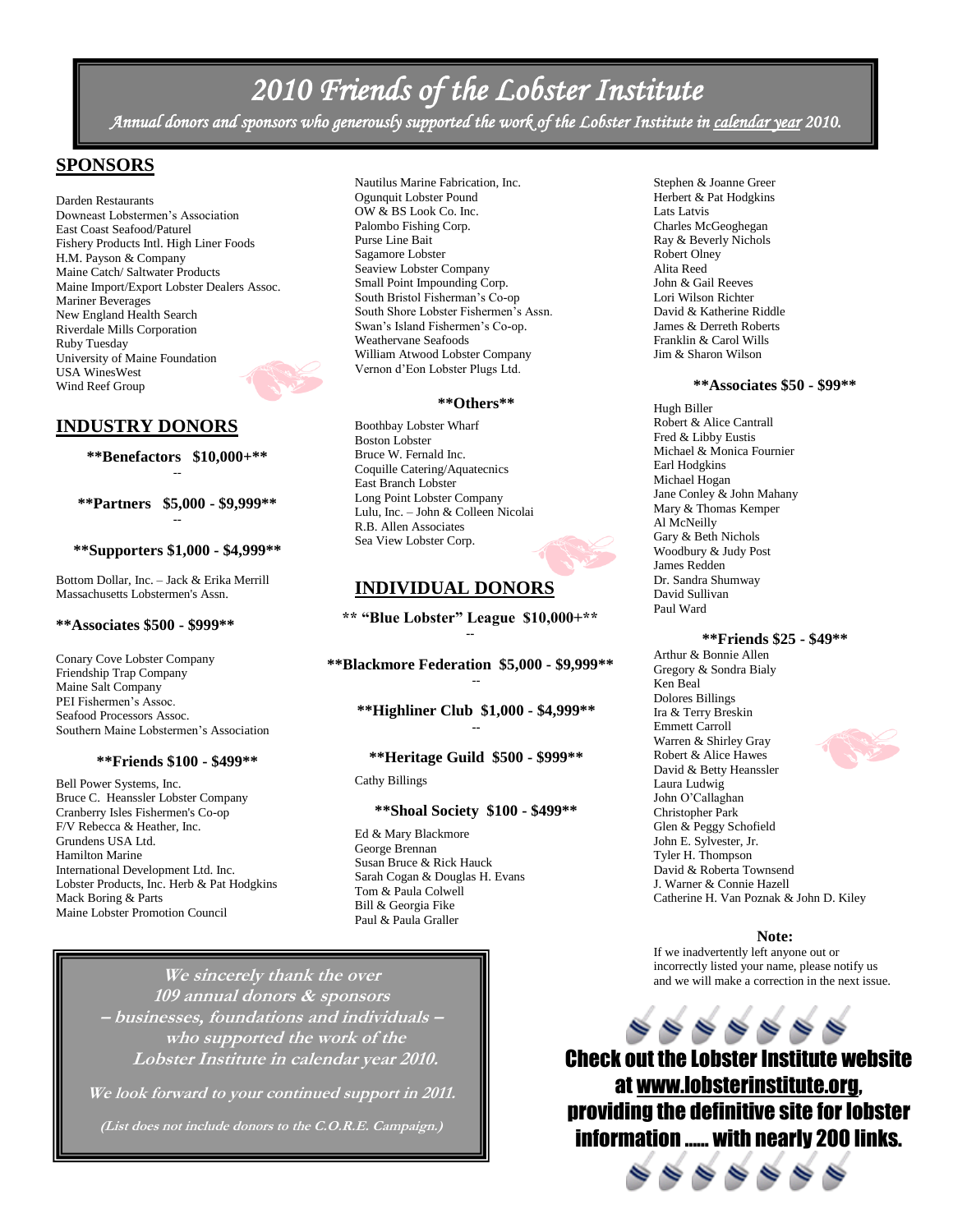# 2010 Friends of the Lobster Institute

*Annual donors and sponsors who generously supported the work of the Lobster Institute in calendar year 2010.*

## SPONSORS

Darden Restaurants
Downeast Lobstermen's Association
East Coast Seafood/Paturel
Fishery Products Intl. High Liner Foods
H.M. Payson & Company
Maine Catch/ Saltwater Products
Maine Import/Export Lobster Dealers Assoc.
Mariner Beverages
New England Health Search
Riverdale Mills Corporation
Ruby Tuesday
University of Maine Foundation
USA WinesWest
Wind Reef Group

## INDUSTRY DONORS

**Benefactors $10,000+**

--

**Partners $5,000 - $9,999**

--

**Supporters $1,000 - $4,999**

Bottom Dollar, Inc. – Jack & Erika Merrill
Massachusetts Lobstermen's Assn.

**Associates $500 - $999**

Conary Cove Lobster Company
Friendship Trap Company
Maine Salt Company
PEI Fishermen's Assoc.
Seafood Processors Assoc.
Southern Maine Lobstermen's Association

**Friends $100 - $499**

Bell Power Systems, Inc.
Bruce C. Heanssler Lobster Company
Cranberry Isles Fishermen's Co-op
F/V Rebecca & Heather, Inc.
Grundens USA Ltd.
Hamilton Marine
International Development Ltd. Inc.
Lobster Products, Inc. Herb & Pat Hodgkins
Mack Boring & Parts
Maine Lobster Promotion Council
Nautilus Marine Fabrication, Inc.
Ogunquit Lobster Pound
OW & BS Look Co. Inc.
Palombo Fishing Corp.
Purse Line Bait
Sagamore Lobster
Seaview Lobster Company
Small Point Impounding Corp.
South Bristol Fisherman's Co-op
South Shore Lobster Fishermen's Assn.
Swan's Island Fishermen's Co-op.
Weathervane Seafoods
William Atwood Lobster Company
Vernon d'Eon Lobster Plugs Ltd.

**Others**

Boothbay Lobster Wharf
Boston Lobster
Bruce W. Fernald Inc.
Coquille Catering/Aquatecnics
East Branch Lobster
Long Point Lobster Company
Lulu, Inc. – John & Colleen Nicolai
R.B. Allen Associates
Sea View Lobster Corp.

## INDIVIDUAL DONORS

**"Blue Lobster" League $10,000+**

--

**Blackmore Federation $5,000 - $9,999**

--

**Highliner Club $1,000 - $4,999**

--

**Heritage Guild $500 - $999**

Cathy Billings

**Shoal Society $100 - $499**

Ed & Mary Blackmore
George Brennan
Susan Bruce & Rick Hauck
Sarah Cogan & Douglas H. Evans
Tom & Paula Colwell
Bill & Georgia Fike
Paul & Paula Graller
Stephen & Joanne Greer
Herbert & Pat Hodgkins
Lats Latvis
Charles McGeoghegan
Ray & Beverly Nichols
Robert Olney
Alita Reed
John & Gail Reeves
Lori Wilson Richter
David & Katherine Riddle
James & Derreth Roberts
Franklin & Carol Wills
Jim & Sharon Wilson

**Associates $50 - $99**

Hugh Biller
Robert & Alice Cantrall
Fred & Libby Eustis
Michael & Monica Fournier
Earl Hodgkins
Michael Hogan
Jane Conley & John Mahany
Mary & Thomas Kemper
Al McNeilly
Gary & Beth Nichols
Woodbury & Judy Post
James Redden
Dr. Sandra Shumway
David Sullivan
Paul Ward

**Friends $25 - $49**

Arthur & Bonnie Allen
Gregory & Sondra Bialy
Ken Beal
Dolores Billings
Ira & Terry Breskin
Emmett Carroll
Warren & Shirley Gray
Robert & Alice Hawes
David & Betty Heanssler
Laura Ludwig
John O'Callaghan
Christopher Park
Glen & Peggy Schofield
John E. Sylvester, Jr.
Tyler H. Thompson
David & Roberta Townsend
J. Warner & Connie Hazell
Catherine H. Van Poznak & John D. Kiley

**We sincerely thank the over 109 annual donors & sponsors – businesses, foundations and individuals – who supported the work of the Lobster Institute in calendar year 2010.**

**We look forward to your continued support in 2011.**

**(List does not include donors to the C.O.R.E. Campaign.)**

**Note:**

If we inadvertently left anyone out or incorrectly listed your name, please notify us and we will make a correction in the next issue.

**Check out the Lobster Institute website at www.lobsterinstitute.org, providing the definitive site for lobster information …… with nearly 200 links.**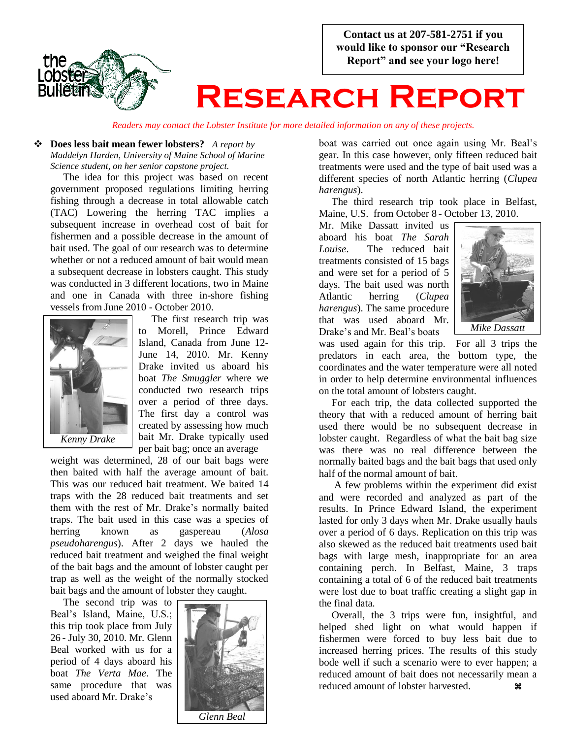Contact us at 207-581-2751 if you would like to sponsor our "Research Report" and see your logo here!

# Research Report

*Readers may contact the Lobster Institute for more detailed information on any of these projects.*

❖ **Does less bait mean fewer lobsters?** *A report by Maddelyn Harden, University of Maine School of Marine Science student, on her senior capstone project.*

The idea for this project was based on recent government proposed regulations limiting herring fishing through a decrease in total allowable catch (TAC) Lowering the herring TAC implies a subsequent increase in overhead cost of bait for fishermen and a possible decrease in the amount of bait used. The goal of our research was to determine whether or not a reduced amount of bait would mean a subsequent decrease in lobsters caught. This study was conducted in 3 different locations, two in Maine and one in Canada with three in-shore fishing vessels from June 2010 - October 2010.

*Kenny Drake*

The first research trip was to Morell, Prince Edward Island, Canada from June 12-June 14, 2010. Mr. Kenny Drake invited us aboard his boat *The Smuggler* where we conducted two research trips over a period of three days. The first day a control was created by assessing how much bait Mr. Drake typically used per bait bag; once an average weight was determined, 28 of our bait bags were then baited with half the average amount of bait. This was our reduced bait treatment. We baited 14 traps with the 28 reduced bait treatments and set them with the rest of Mr. Drake's normally baited traps. The bait used in this case was a species of herring known as gaspereau (*Alosa pseudoharengus*). After 2 days we hauled the reduced bait treatment and weighed the final weight of the bait bags and the amount of lobster caught per trap as well as the weight of the normally stocked bait bags and the amount of lobster they caught.

*Glenn Beal*

The second trip was to Beal's Island, Maine, U.S.; this trip took place from July 26 - July 30, 2010. Mr. Glenn Beal worked with us for a period of 4 days aboard his boat *The Verta Mae*. The same procedure that was used aboard Mr. Drake's boat was carried out once again using Mr. Beal's gear. In this case however, only fifteen reduced bait treatments were used and the type of bait used was a different species of north Atlantic herring (*Clupea harengus*).

The third research trip took place in Belfast, Maine, U.S. from October 8 - October 13, 2010. Mr. Mike Dassatt invited us aboard his boat *The Sarah Louise*. The reduced bait treatments consisted of 15 bags and were set for a period of 5 days. The bait used was north Atlantic herring (*Clupea harengus*). The same procedure that was used aboard Mr. Drake's and Mr. Beal's boats was used again for this trip. For all 3 trips the predators in each area, the bottom type, the coordinates and the water temperature were all noted in order to help determine environmental influences on the total amount of lobsters caught.

*Mike Dassatt*

For each trip, the data collected supported the theory that with a reduced amount of herring bait used there would be no subsequent decrease in lobster caught. Regardless of what the bait bag size was there was no real difference between the normally baited bags and the bait bags that used only half of the normal amount of bait.

A few problems within the experiment did exist and were recorded and analyzed as part of the results. In Prince Edward Island, the experiment lasted for only 3 days when Mr. Drake usually hauls over a period of 6 days. Replication on this trip was also skewed as the reduced bait treatments used bait bags with large mesh, inappropriate for an area containing perch. In Belfast, Maine, 3 traps containing a total of 6 of the reduced bait treatments were lost due to boat traffic creating a slight gap in the final data.

Overall, the 3 trips were fun, insightful, and helped shed light on what would happen if fishermen were forced to buy less bait due to increased herring prices. The results of this study bode well if such a scenario were to ever happen; a reduced amount of bait does not necessarily mean a reduced amount of lobster harvested. ⌘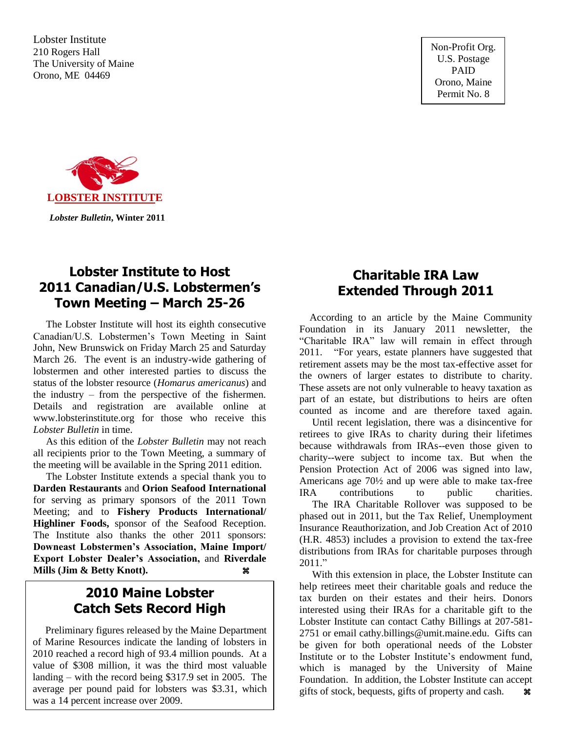Lobster Institute
210 Rogers Hall
The University of Maine
Orono, ME 04469

Non-Profit Org.
U.S. Postage
PAID
Orono, Maine
Permit No. 8

LOBSTER INSTITUTE

***Lobster Bulletin*, Winter 2011**

## Lobster Institute to Host 2011 Canadian/U.S. Lobstermen's Town Meeting – March 25-26

The Lobster Institute will host its eighth consecutive Canadian/U.S. Lobstermen's Town Meeting in Saint John, New Brunswick on Friday March 25 and Saturday March 26. The event is an industry-wide gathering of lobstermen and other interested parties to discuss the status of the lobster resource (*Homarus americanus*) and the industry – from the perspective of the fishermen. Details and registration are available online at www.lobsterinstitute.org for those who receive this *Lobster Bulletin* in time.

As this edition of the *Lobster Bulletin* may not reach all recipients prior to the Town Meeting, a summary of the meeting will be available in the Spring 2011 edition.

The Lobster Institute extends a special thank you to **Darden Restaurants** and **Orion Seafood International** for serving as primary sponsors of the 2011 Town Meeting; and to **Fishery Products International/ Highliner Foods,** sponsor of the Seafood Reception. The Institute also thanks the other 2011 sponsors: **Downeast Lobstermen's Association, Maine Import/ Export Lobster Dealer's Association,** and **Riverdale Mills (Jim & Betty Knott).** ⌘

## 2010 Maine Lobster Catch Sets Record High

Preliminary figures released by the Maine Department of Marine Resources indicate the landing of lobsters in 2010 reached a record high of 93.4 million pounds. At a value of $308 million, it was the third most valuable landing – with the record being $317.9 set in 2005. The average per pound paid for lobsters was $3.31, which was a 14 percent increase over 2009.

## Charitable IRA Law Extended Through 2011

According to an article by the Maine Community Foundation in its January 2011 newsletter, the "Charitable IRA" law will remain in effect through 2011. "For years, estate planners have suggested that retirement assets may be the most tax-effective asset for the owners of larger estates to distribute to charity. These assets are not only vulnerable to heavy taxation as part of an estate, but distributions to heirs are often counted as income and are therefore taxed again.

Until recent legislation, there was a disincentive for retirees to give IRAs to charity during their lifetimes because withdrawals from IRAs--even those given to charity--were subject to income tax. But when the Pension Protection Act of 2006 was signed into law, Americans age 70½ and up were able to make tax-free IRA contributions to public charities.

The IRA Charitable Rollover was supposed to be phased out in 2011, but the Tax Relief, Unemployment Insurance Reauthorization, and Job Creation Act of 2010 (H.R. 4853) includes a provision to extend the tax-free distributions from IRAs for charitable purposes through 2011."

With this extension in place, the Lobster Institute can help retirees meet their charitable goals and reduce the tax burden on their estates and their heirs. Donors interested using their IRAs for a charitable gift to the Lobster Institute can contact Cathy Billings at 207-581-2751 or email cathy.billings@umit.maine.edu. Gifts can be given for both operational needs of the Lobster Institute or to the Lobster Institute's endowment fund, which is managed by the University of Maine Foundation. In addition, the Lobster Institute can accept gifts of stock, bequests, gifts of property and cash. ⌘